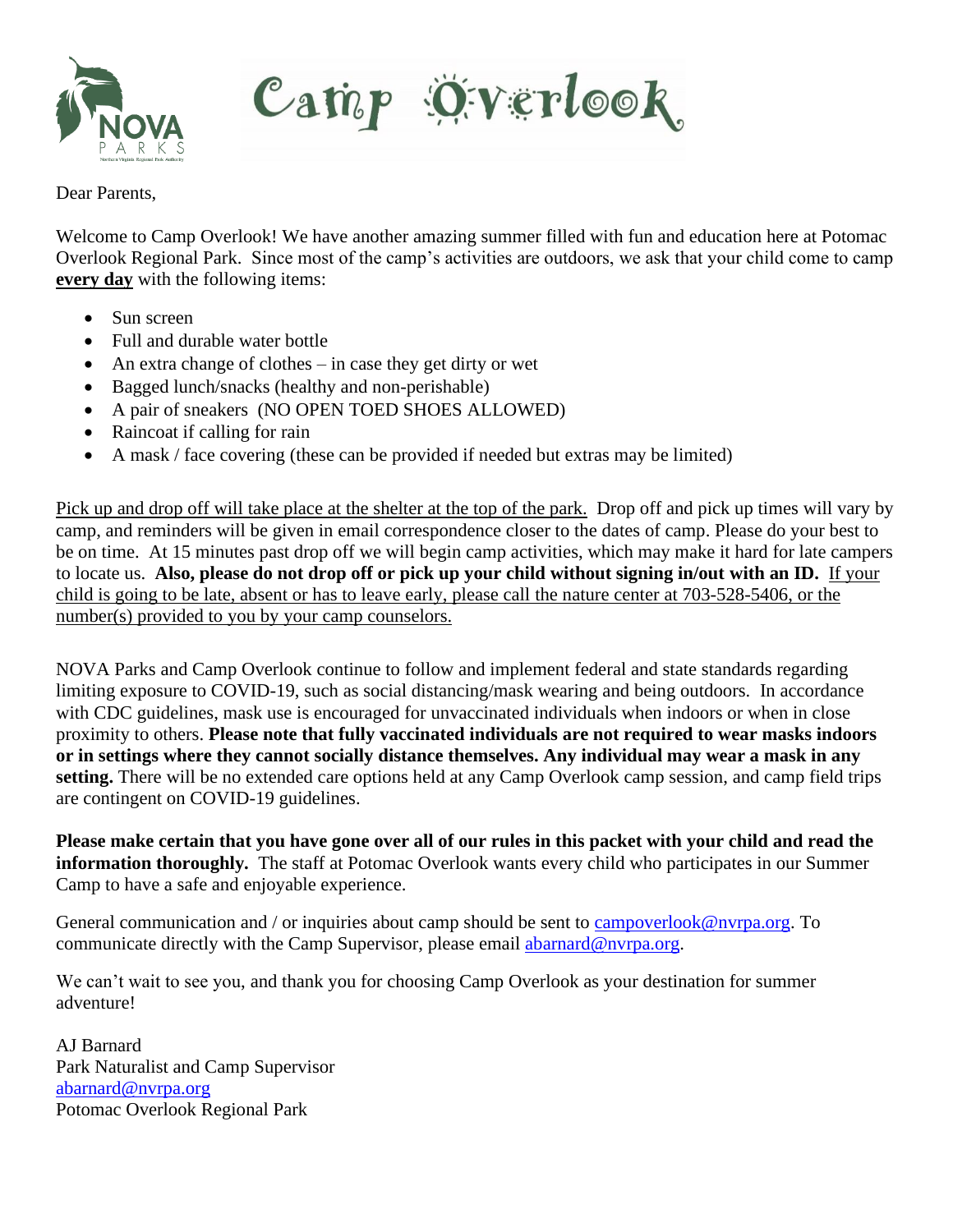# Camp Overlook

Dear Parents,

Welcome to Camp Overlook! We have another amazing summer filled with fun and education here at Potomac Overlook Regional Park. Since most of the camp's activities are outdoors, we ask that your child come to camp **every day** with the following items:

- Sun screen
- Full and durable water bottle
- An extra change of clothes – in case they get dirty or wet
- Bagged lunch/snacks (healthy and non-perishable)
- A pair of sneakers (NO OPEN TOED SHOES ALLOWED)
- Raincoat if calling for rain
- A mask / face covering (these can be provided if needed but extras may be limited)

Pick up and drop off will take place at the shelter at the top of the park. Drop off and pick up times will vary by camp, and reminders will be given in email correspondence closer to the dates of camp. Please do your best to be on time. At 15 minutes past drop off we will begin camp activities, which may make it hard for late campers to locate us. **Also, please do not drop off or pick up your child without signing in/out with an ID.** If your child is going to be late, absent or has to leave early, please call the nature center at 703-528-5406, or the number(s) provided to you by your camp counselors.

NOVA Parks and Camp Overlook continue to follow and implement federal and state standards regarding limiting exposure to COVID-19, such as social distancing/mask wearing and being outdoors. In accordance with CDC guidelines, mask use is encouraged for unvaccinated individuals when indoors or when in close proximity to others. **Please note that fully vaccinated individuals are not required to wear masks indoors or in settings where they cannot socially distance themselves. Any individual may wear a mask in any setting.** There will be no extended care options held at any Camp Overlook camp session, and camp field trips are contingent on COVID-19 guidelines.

**Please make certain that you have gone over all of our rules in this packet with your child and read the information thoroughly.** The staff at Potomac Overlook wants every child who participates in our Summer Camp to have a safe and enjoyable experience.

General communication and / or inquiries about camp should be sent to campoverlook@nvrpa.org. To communicate directly with the Camp Supervisor, please email abarnard@nvrpa.org.

We can't wait to see you, and thank you for choosing Camp Overlook as your destination for summer adventure!

AJ Barnard
Park Naturalist and Camp Supervisor
abarnard@nvrpa.org
Potomac Overlook Regional Park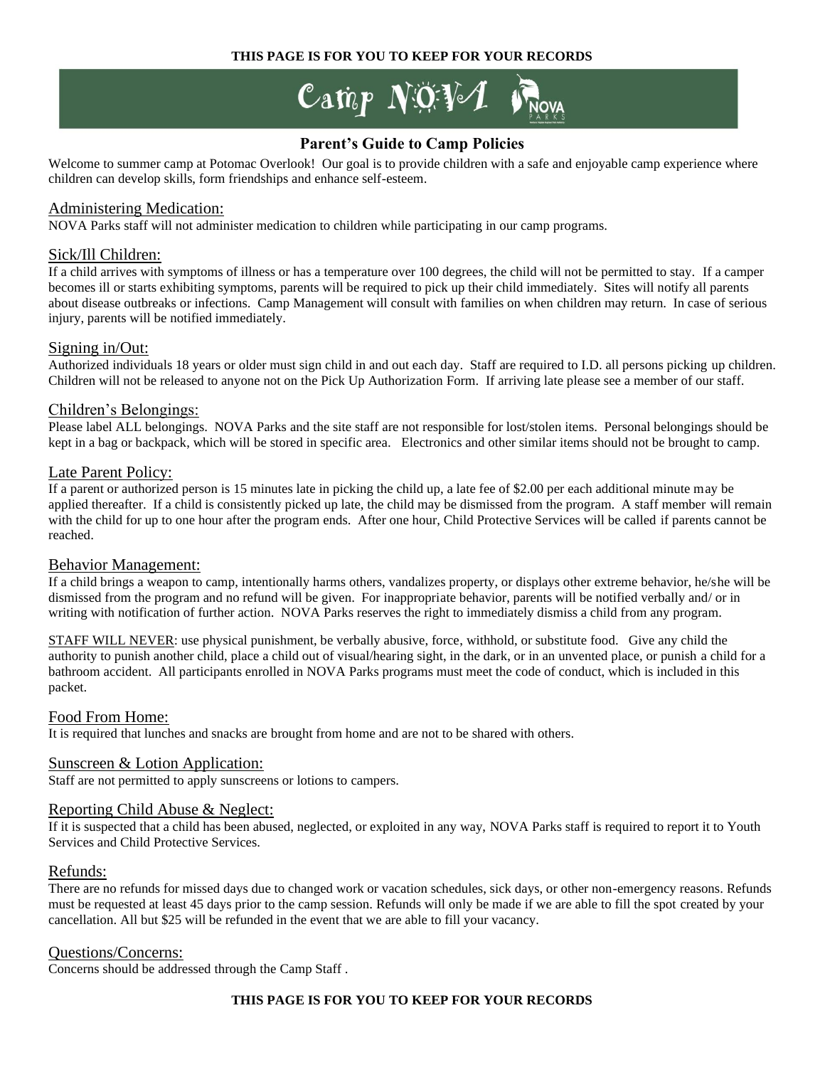**THIS PAGE IS FOR YOU TO KEEP FOR YOUR RECORDS**

# Camp NOVA

## Parent's Guide to Camp Policies

Welcome to summer camp at Potomac Overlook! Our goal is to provide children with a safe and enjoyable camp experience where children can develop skills, form friendships and enhance self-esteem.

### Administering Medication:

NOVA Parks staff will not administer medication to children while participating in our camp programs.

### Sick/Ill Children:

If a child arrives with symptoms of illness or has a temperature over 100 degrees, the child will not be permitted to stay. If a camper becomes ill or starts exhibiting symptoms, parents will be required to pick up their child immediately. Sites will notify all parents about disease outbreaks or infections. Camp Management will consult with families on when children may return. In case of serious injury, parents will be notified immediately.

### Signing in/Out:

Authorized individuals 18 years or older must sign child in and out each day. Staff are required to I.D. all persons picking up children. Children will not be released to anyone not on the Pick Up Authorization Form. If arriving late please see a member of our staff.

### Children's Belongings:

Please label ALL belongings. NOVA Parks and the site staff are not responsible for lost/stolen items. Personal belongings should be kept in a bag or backpack, which will be stored in specific area. Electronics and other similar items should not be brought to camp.

### Late Parent Policy:

If a parent or authorized person is 15 minutes late in picking the child up, a late fee of $2.00 per each additional minute may be applied thereafter. If a child is consistently picked up late, the child may be dismissed from the program. A staff member will remain with the child for up to one hour after the program ends. After one hour, Child Protective Services will be called if parents cannot be reached.

### Behavior Management:

If a child brings a weapon to camp, intentionally harms others, vandalizes property, or displays other extreme behavior, he/she will be dismissed from the program and no refund will be given. For inappropriate behavior, parents will be notified verbally and/ or in writing with notification of further action. NOVA Parks reserves the right to immediately dismiss a child from any program.

STAFF WILL NEVER: use physical punishment, be verbally abusive, force, withhold, or substitute food. Give any child the authority to punish another child, place a child out of visual/hearing sight, in the dark, or in an unvented place, or punish a child for a bathroom accident. All participants enrolled in NOVA Parks programs must meet the code of conduct, which is included in this packet.

### Food From Home:

It is required that lunches and snacks are brought from home and are not to be shared with others.

### Sunscreen & Lotion Application:

Staff are not permitted to apply sunscreens or lotions to campers.

### Reporting Child Abuse & Neglect:

If it is suspected that a child has been abused, neglected, or exploited in any way, NOVA Parks staff is required to report it to Youth Services and Child Protective Services.

### Refunds:

There are no refunds for missed days due to changed work or vacation schedules, sick days, or other non-emergency reasons. Refunds must be requested at least 45 days prior to the camp session. Refunds will only be made if we are able to fill the spot created by your cancellation. All but $25 will be refunded in the event that we are able to fill your vacancy.

### Questions/Concerns:

Concerns should be addressed through the Camp Staff .

**THIS PAGE IS FOR YOU TO KEEP FOR YOUR RECORDS**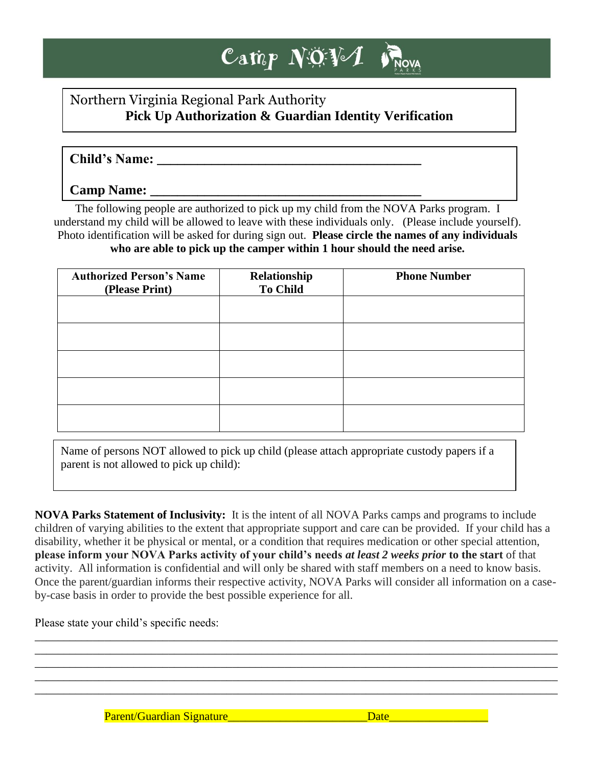# Camp NOVA

Northern Virginia Regional Park Authority
**Pick Up Authorization & Guardian Identity Verification**

**Child's Name: ______________________________________**

**Camp Name: _______________________________________**

The following people are authorized to pick up my child from the NOVA Parks program. I understand my child will be allowed to leave with these individuals only. (Please include yourself). Photo identification will be asked for during sign out. **Please circle the names of any individuals who are able to pick up the camper within 1 hour should the need arise.**

| Authorized Person's Name (Please Print) | Relationship To Child | Phone Number |
|---|---|---|
| | | |
| | | |
| | | |
| | | |
| | | |

Name of persons NOT allowed to pick up child (please attach appropriate custody papers if a parent is not allowed to pick up child):

**NOVA Parks Statement of Inclusivity:** It is the intent of all NOVA Parks camps and programs to include children of varying abilities to the extent that appropriate support and care can be provided. If your child has a disability, whether it be physical or mental, or a condition that requires medication or other special attention, **please inform your NOVA Parks activity of your child's needs *at least 2 weeks prior* to the start** of that activity. All information is confidential and will only be shared with staff members on a need to know basis. Once the parent/guardian informs their respective activity, NOVA Parks will consider all information on a case-by-case basis in order to provide the best possible experience for all.

Please state your child's specific needs:

_____________________________________________________________________________________
_____________________________________________________________________________________
_____________________________________________________________________________________
_____________________________________________________________________________________
_____________________________________________________________________________________

Parent/Guardian Signature________________________Date________________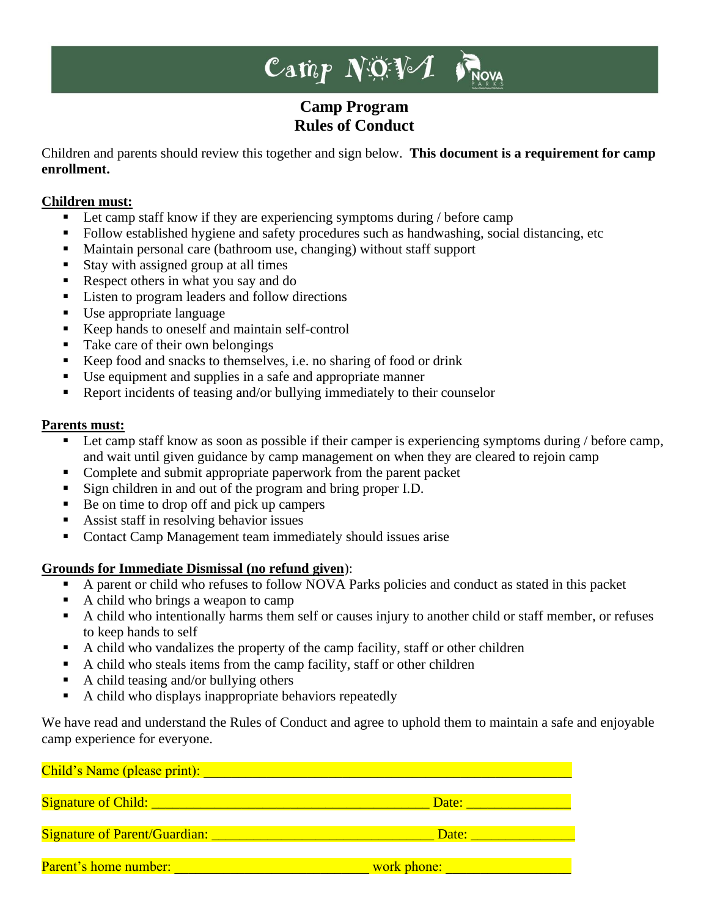# Camp NOVA

## Camp Program
## Rules of Conduct

Children and parents should review this together and sign below. **This document is a requirement for camp enrollment.**

**Children must:**

- Let camp staff know if they are experiencing symptoms during / before camp
- Follow established hygiene and safety procedures such as handwashing, social distancing, etc
- Maintain personal care (bathroom use, changing) without staff support
- Stay with assigned group at all times
- Respect others in what you say and do
- Listen to program leaders and follow directions
- Use appropriate language
- Keep hands to oneself and maintain self-control
- Take care of their own belongings
- Keep food and snacks to themselves, i.e. no sharing of food or drink
- Use equipment and supplies in a safe and appropriate manner
- Report incidents of teasing and/or bullying immediately to their counselor

**Parents must:**

- Let camp staff know as soon as possible if their camper is experiencing symptoms during / before camp, and wait until given guidance by camp management on when they are cleared to rejoin camp
- Complete and submit appropriate paperwork from the parent packet
- Sign children in and out of the program and bring proper I.D.
- Be on time to drop off and pick up campers
- Assist staff in resolving behavior issues
- Contact Camp Management team immediately should issues arise

**Grounds for Immediate Dismissal (no refund given)**:

- A parent or child who refuses to follow NOVA Parks policies and conduct as stated in this packet
- A child who brings a weapon to camp
- A child who intentionally harms them self or causes injury to another child or staff member, or refuses to keep hands to self
- A child who vandalizes the property of the camp facility, staff or other children
- A child who steals items from the camp facility, staff or other children
- A child teasing and/or bullying others
- A child who displays inappropriate behaviors repeatedly

We have read and understand the Rules of Conduct and agree to uphold them to maintain a safe and enjoyable camp experience for everyone.

Child's Name (please print): ______________________________________________

Signature of Child: ______________________________________ Date: _______________

Signature of Parent/Guardian: _______________________________ Date: _______________

Parent's home number: ____________________________ work phone: __________________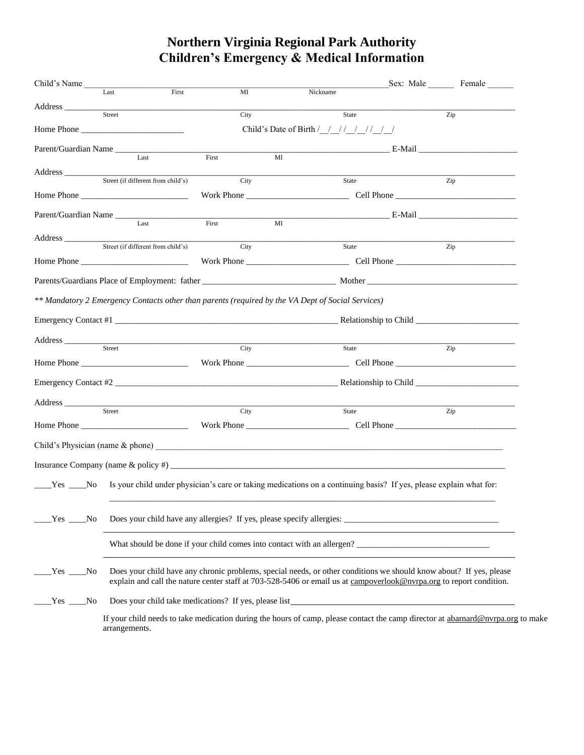# Northern Virginia Regional Park Authority
# Children's Emergency & Medical Information

Child's Name ______________________________________________________________ Sex: Male ______ Female ______
Last First MI Nickname

Address ______________________________________________________________________________________
Street City State Zip

Home Phone ________________________ Child's Date of Birth /__/__/ /__/__/ /__/__/

Parent/Guardian Name ______________________________________________________ E-Mail ______________________
Last First MI

Address ______________________________________________________________________________________
Street (if different from child's) City State Zip

Home Phone ________________________ Work Phone ________________________ Cell Phone ____________________________

Parent/Guardian Name ______________________________________________________ E-Mail ______________________
Last First MI

Address ______________________________________________________________________________________
Street (if different from child's) City State Zip

Home Phone ________________________ Work Phone ________________________ Cell Phone ____________________________

Parents/Guardians Place of Employment: father ______________________________ Mother __________________________________

*** Mandatory 2 Emergency Contacts other than parents (required by the VA Dept of Social Services)*

Emergency Contact #1 ____________________________________________________ Relationship to Child ________________________

Address ______________________________________________________________________________________
Street City State Zip

Home Phone ________________________ Work Phone ________________________ Cell Phone ____________________________

Emergency Contact #2 ____________________________________________________ Relationship to Child ________________________

Address ______________________________________________________________________________________
Street City State Zip

Home Phone ________________________ Work Phone ________________________ Cell Phone ____________________________

Child's Physician (name & phone) ________________________________________________________________________________

Insurance Company (name & policy #) _____________________________________________________________________________

____Yes ____No Is your child under physician's care or taking medications on a continuing basis? If yes, please explain what for:
______________________________________________________________________________________________

____Yes ____No Does your child have any allergies? If yes, please specify allergies: ____________________________________
______________________________________________________________________________________________

What should be done if your child comes into contact with an allergen? ______________________________
______________________________________________________________________________________________

____Yes ____No Does your child have any chronic problems, special needs, or other conditions we should know about? If yes, please explain and call the nature center staff at 703-528-5406 or email us at campoverlook@nvrpa.org to report condition.

____Yes ____No Does your child take medications? If yes, please list______________________________________________________

If your child needs to take medication during the hours of camp, please contact the camp director at abarnard@nvrpa.org to make arrangements.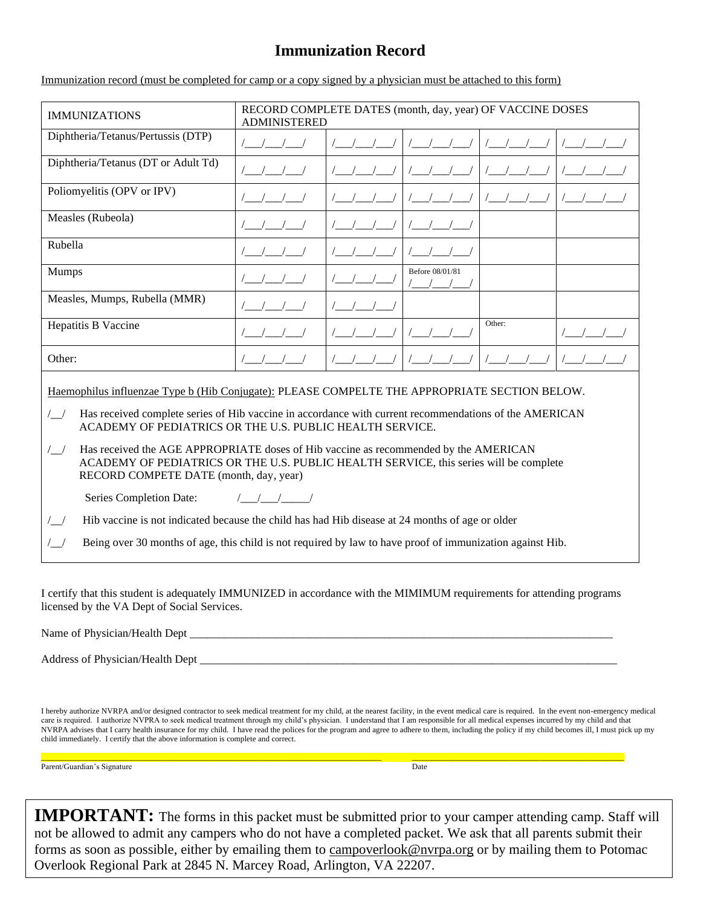# Immunization Record

Immunization record (must be completed for camp or a copy signed by a physician must be attached to this form)

| IMMUNIZATIONS | RECORD COMPLETE DATES (month, day, year) OF VACCINE DOSES ADMINISTERED | | | | |
|---|---|---|---|---|---|
| Diphtheria/Tetanus/Pertussis (DTP) | /___/___/___/ | /___/___/___/ | /___/___/___/ | /___/___/___/ | /___/___/___/ |
| Diphtheria/Tetanus (DT or Adult Td) | /___/___/___/ | /___/___/___/ | /___/___/___/ | /___/___/___/ | /___/___/___/ |
| Poliomyelitis (OPV or IPV) | /___/___/___/ | /___/___/___/ | /___/___/___/ | /___/___/___/ | /___/___/___/ |
| Measles (Rubeola) | /___/___/___/ | /___/___/___/ | /___/___/___/ | | |
| Rubella | /___/___/___/ | /___/___/___/ | /___/___/___/ | | |
| Mumps | /___/___/___/ | /___/___/___/ | Before 08/01/81 /___/___/___/ | | |
| Measles, Mumps, Rubella (MMR) | /___/___/___/ | /___/___/___/ | | | |
| Hepatitis B Vaccine | /___/___/___/ | /___/___/___/ | /___/___/___/ | Other: | /___/___/___/ |
| Other: | /___/___/___/ | /___/___/___/ | /___/___/___/ | /___/___/___/ | /___/___/___/ |

Haemophilus influenzae Type b (Hib Conjugate): PLEASE COMPELTE THE APPROPRIATE SECTION BELOW.

/__/ Has received complete series of Hib vaccine in accordance with current recommendations of the AMERICAN ACADEMY OF PEDIATRICS OR THE U.S. PUBLIC HEALTH SERVICE.

/__/ Has received the AGE APPROPRIATE doses of Hib vaccine as recommended by the AMERICAN ACADEMY OF PEDIATRICS OR THE U.S. PUBLIC HEALTH SERVICE, this series will be complete RECORD COMPETE DATE (month, day, year)

Series Completion Date: /___/___/_____/

/__/ Hib vaccine is not indicated because the child has had Hib disease at 24 months of age or older

/__/ Being over 30 months of age, this child is not required by law to have proof of immunization against Hib.

I certify that this student is adequately IMMUNIZED in accordance with the MIMIMUM requirements for attending programs licensed by the VA Dept of Social Services.

Name of Physician/Health Dept ______________________________________________________________________________

Address of Physician/Health Dept ____________________________________________________________________________

I hereby authorize NVRPA and/or designed contractor to seek medical treatment for my child, at the nearest facility, in the event medical care is required. In the event non-emergency medical care is required. I authorize NVPRA to seek medical treatment through my child's physician. I understand that I am responsible for all medical expenses incurred by my child and that NVRPA advises that I carry health insurance for my child. I have read the polices for the program and agree to adhere to them, including the policy if my child becomes ill, I must pick up my child immediately. I certify that the above information is complete and correct.

______________________________________________ ______________________________

Parent/Guardian's Signature Date

**IMPORTANT:** The forms in this packet must be submitted prior to your camper attending camp. Staff will not be allowed to admit any campers who do not have a completed packet. We ask that all parents submit their forms as soon as possible, either by emailing them to campoverlook@nvrpa.org or by mailing them to Potomac Overlook Regional Park at 2845 N. Marcey Road, Arlington, VA 22207.